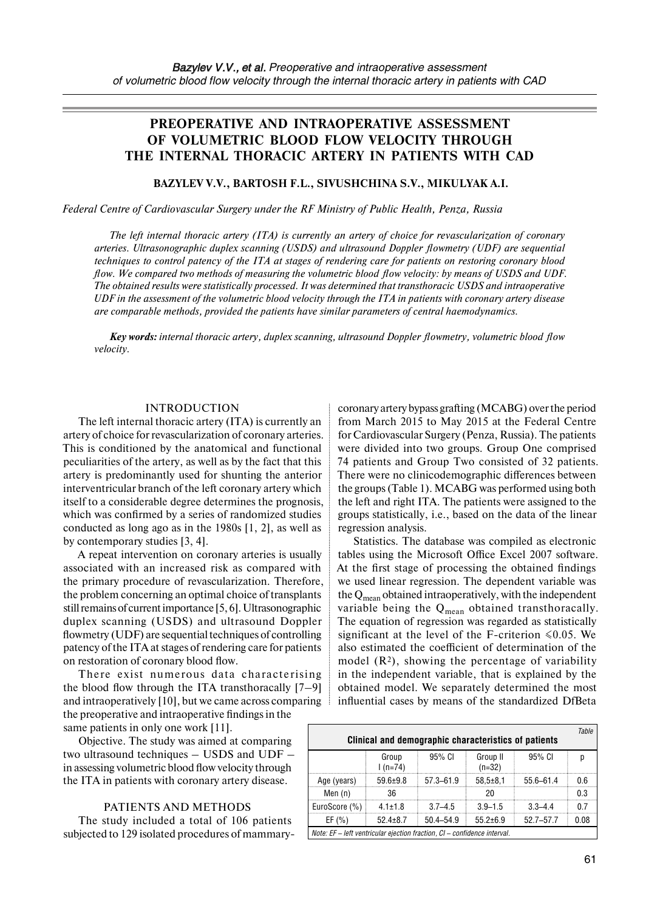# PREOPERATIVE AND INTRAOPERATIVE ASSESSMENT OF VOLUMETRIC BLOOD FLOW VELOCITY THROUGH THE INTERNAL THORACIC ARTERY IN PATIENTS WITH CAD

**BAZYLEV V.V., BARTOSH F.L., SIVUSHCHINA S.V., MIKULYAK A.I.**

*Federal Centre of Cardiovascular Surgery under the RF Ministry of Public Health, Penza, Russia*

*The left internal thoracic artery (ITA) is currently an artery of choice for revascularization of coronary arteries. Ultrasonographic duplex scanning (USDS) and ultrasound Doppler flowmetry (UDF) are sequential techniques to control patency of the ITA at stages of rendering care for patients on restoring coronary blood flow. We compared two methods of measuring the volumetric blood flow velocity: by means of USDS and UDF. The obtained results were statistically processed. It was determined that transthoracic USDS and intraoperative UDF in the assessment of the volumetric blood velocity through the ITA in patients with coronary artery disease are comparable methods, provided the patients have similar parameters of central haemodynamics.*

***Key words:*** *internal thoracic artery, duplex scanning, ultrasound Doppler flowmetry, volumetric blood flow velocity.*

## INTRODUCTION

The left internal thoracic artery (ITA) is currently an artery of choice for revascularization of coronary arteries. This is conditioned by the anatomical and functional peculiarities of the artery, as well as by the fact that this artery is predominantly used for shunting the anterior interventricular branch of the left coronary artery which itself to a considerable degree determines the prognosis, which was confirmed by a series of randomized studies conducted as long ago as in the 1980s [1, 2], as well as by contemporary studies [3, 4].

A repeat intervention on coronary arteries is usually associated with an increased risk as compared with the primary procedure of revascularization. Therefore, the problem concerning an optimal choice of transplants still remains of current importance [5, 6]. Ultrasonographic duplex scanning (USDS) and ultrasound Doppler flowmetry (UDF) are sequential techniques of controlling patency of the ITA at stages of rendering care for patients on restoration of coronary blood flow.

There exist numerous data characterising the blood flow through the ITA transthoracally [7–9] and intraoperatively [10], but we came across comparing the preoperative and intraoperative findings in the same patients in only one work [11].

Objective. The study was aimed at comparing two ultrasound techniques – USDS and UDF – in assessing volumetric blood flow velocity through the ITA in patients with coronary artery disease.

## PATIENTS AND METHODS

The study included a total of 106 patients subjected to 129 isolated procedures of mammary-coronary artery bypass grafting (MCABG) over the period from March 2015 to May 2015 at the Federal Centre for Cardiovascular Surgery (Penza, Russia). The patients were divided into two groups. Group One comprised 74 patients and Group Two consisted of 32 patients. There were no clinicodemographic differences between the groups (Table 1). MCABG was performed using both the left and right ITA. The patients were assigned to the groups statistically, i.e., based on the data of the linear regression analysis.

Statistics. The database was compiled as electronic tables using the Microsoft Office Excel 2007 software. At the first stage of processing the obtained findings we used linear regression. The dependent variable was the $Q_{mean}$ obtained intraoperatively, with the independent variable being the $Q_{mean}$ obtained transthoracally. The equation of regression was regarded as statistically significant at the level of the F-criterion $\leqslant 0.05$. We also estimated the coefficient of determination of the model ($R^2$), showing the percentage of variability in the independent variable, that is explained by the obtained model. We separately determined the most influential cases by means of the standardized DfBeta

*Table*

**Clinical and demographic characteristics of patients**

| | Group I (n=74) | 95% CI | Group II (n=32) | 95% CI | p |
|---|---|---|---|---|---|
| Age (years) | 59.6±9.8 | 57.3–61.9 | 58,5±8,1 | 55.6–61.4 | 0.6 |
| Men (n) | 36 | | 20 | | 0.3 |
| EuroScore (%) | 4.1±1.8 | 3.7–4.5 | 3.9–1.5 | 3.3–4.4 | 0.7 |
| EF (%) | 52.4±8.7 | 50.4–54.9 | 55.2±6.9 | 52.7–57.7 | 0.08 |

*Note: EF – left ventricular ejection fraction, CI – confidence interval.*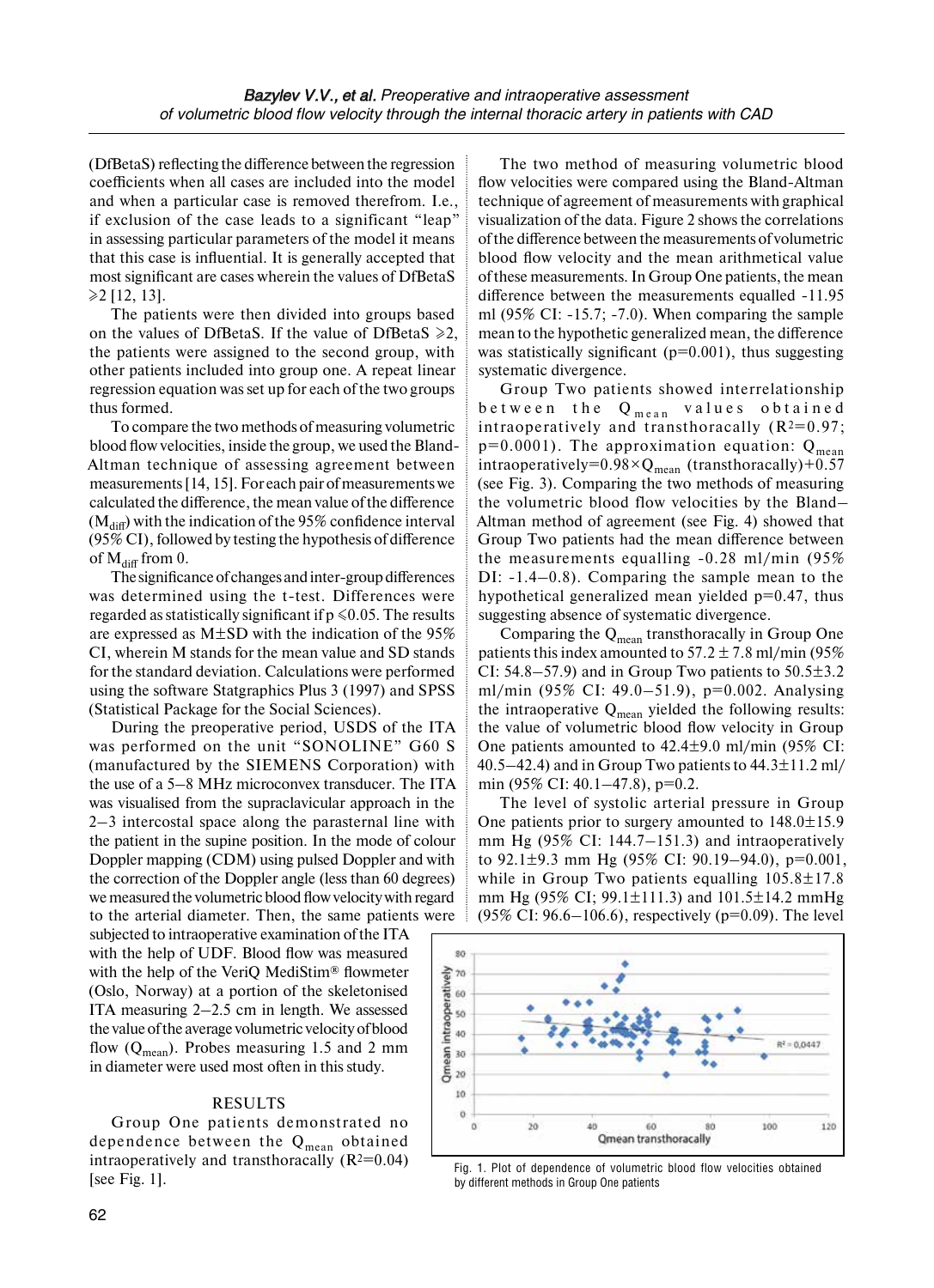(DfBetaS) reflecting the difference between the regression coefficients when all cases are included into the model and when a particular case is removed therefrom. I.e., if exclusion of the case leads to a significant "leap" in assessing particular parameters of the model it means that this case is influential. It is generally accepted that most significant are cases wherein the values of DfBetaS ⩾2 [12, 13].

The patients were then divided into groups based on the values of DfBetaS. If the value of DfBetaS ⩾2, the patients were assigned to the second group, with other patients included into group one. A repeat linear regression equation was set up for each of the two groups thus formed.

To compare the two methods of measuring volumetric blood flow velocities, inside the group, we used the Bland-Altman technique of assessing agreement between measurements [14, 15]. For each pair of measurements we calculated the difference, the mean value of the difference ($M_{diff}$) with the indication of the 95% confidence interval (95% CI), followed by testing the hypothesis of difference of $M_{diff}$ from 0.

The significance of changes and inter-group differences was determined using the t-test. Differences were regarded as statistically significant if $p \leqslant 0.05$. The results are expressed as M±SD with the indication of the 95% CI, wherein M stands for the mean value and SD stands for the standard deviation. Calculations were performed using the software Statgraphics Plus 3 (1997) and SPSS (Statistical Package for the Social Sciences).

During the preoperative period, USDS of the ITA was performed on the unit "SONOLINE" G60 S (manufactured by the SIEMENS Corporation) with the use of a 5–8 MHz microconvex transducer. The ITA was visualised from the supraclavicular approach in the 2–3 intercostal space along the parasternal line with the patient in the supine position. In the mode of colour Doppler mapping (CDM) using pulsed Doppler and with the correction of the Doppler angle (less than 60 degrees) we measured the volumetric blood flow velocity with regard to the arterial diameter. Then, the same patients were subjected to intraoperative examination of the ITA with the help of UDF. Blood flow was measured with the help of the VeriQ MediStim® flowmeter (Oslo, Norway) at a portion of the skeletonised ITA measuring 2–2.5 cm in length. We assessed the value of the average volumetric velocity of blood flow ($Q_{mean}$). Probes measuring 1.5 and 2 mm in diameter were used most often in this study.

## RESULTS

Group One patients demonstrated no dependence between the $Q_{mean}$ obtained intraoperatively and transthoracally ($R^2$=0.04) [see Fig. 1].

Fig. 1. Plot of dependence of volumetric blood flow velocities obtained by different methods in Group One patients

The two method of measuring volumetric blood flow velocities were compared using the Bland-Altman technique of agreement of measurements with graphical visualization of the data. Figure 2 shows the correlations of the difference between the measurements of volumetric blood flow velocity and the mean arithmetical value of these measurements. In Group One patients, the mean difference between the measurements equalled -11.95 ml (95% CI: -15.7; -7.0). When comparing the sample mean to the hypothetic generalized mean, the difference was statistically significant (p=0.001), thus suggesting systematic divergence.

Group Two patients showed interrelationship between the $Q_{mean}$ values obtained intraoperatively and transthoracally ($R^2$=0.97; p=0.0001). The approximation equation: $Q_{mean}$ intraoperatively=0.98×$Q_{mean}$ (transthoracally)+0.57 (see Fig. 3). Comparing the two methods of measuring the volumetric blood flow velocities by the Bland–Altman method of agreement (see Fig. 4) showed that Group Two patients had the mean difference between the measurements equalling -0.28 ml/min (95% DI: -1.4–0.8). Comparing the sample mean to the hypothetical generalized mean yielded p=0.47, thus suggesting absence of systematic divergence.

Comparing the $Q_{mean}$ transthoracally in Group One patients this index amounted to 57.2 ± 7.8 ml/min (95% CI: 54.8–57.9) and in Group Two patients to 50.5±3.2 ml/min (95% CI: 49.0–51.9), p=0.002. Analysing the intraoperative $Q_{mean}$ yielded the following results: the value of volumetric blood flow velocity in Group One patients amounted to 42.4±9.0 ml/min (95% CI: 40.5–42.4) and in Group Two patients to 44.3±11.2 ml/min (95% CI: 40.1–47.8), p=0.2.

The level of systolic arterial pressure in Group One patients prior to surgery amounted to 148.0±15.9 mm Hg (95% CI: 144.7–151.3) and intraoperatively to 92.1±9.3 mm Hg (95% CI: 90.19–94.0), p=0.001, while in Group Two patients equalling 105.8±17.8 mm Hg (95% CI; 99.1±111.3) and 101.5±14.2 mmHg (95% CI: 96.6–106.6), respectively (p=0.09). The level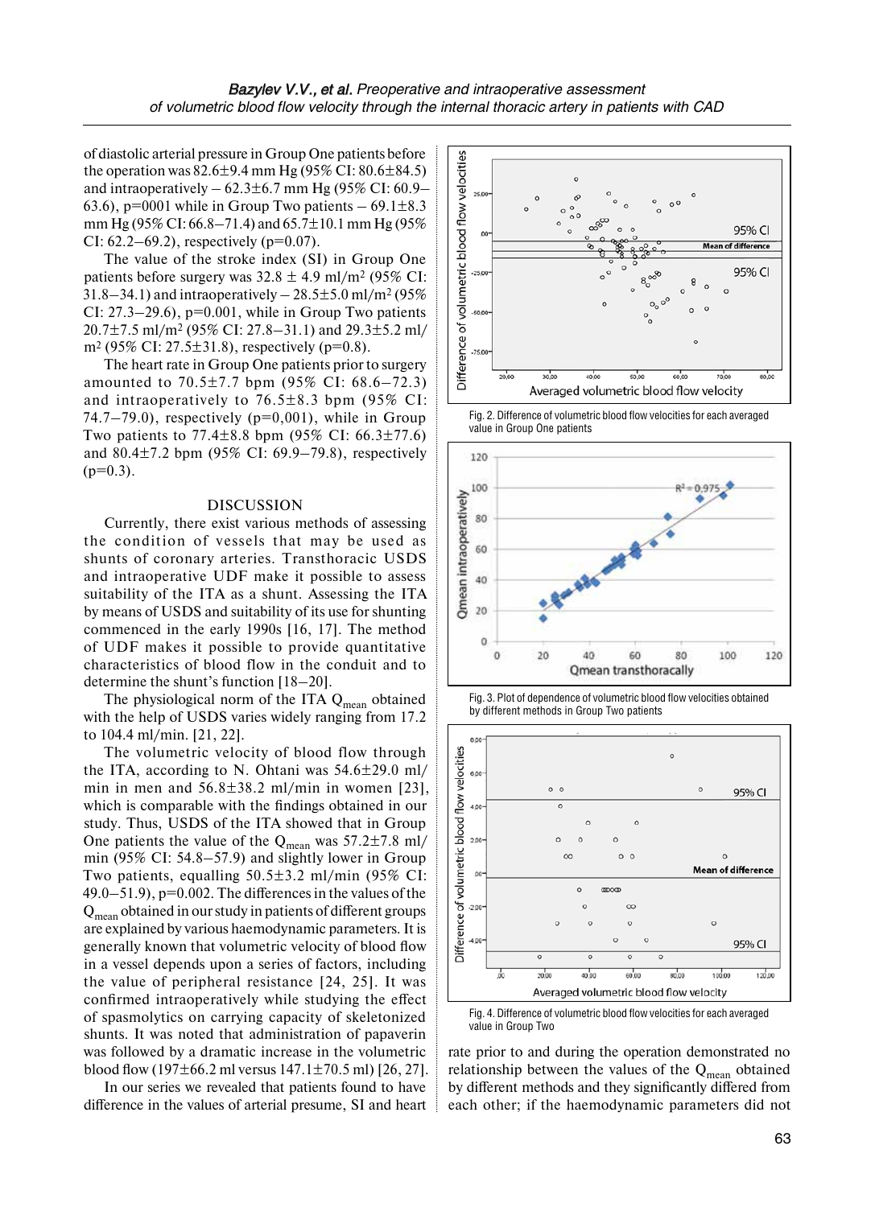of diastolic arterial pressure in Group One patients before the operation was 82.6±9.4 mm Hg (95% CI: 80.6±84.5) and intraoperatively – 62.3±6.7 mm Hg (95% CI: 60.9–63.6), p=0001 while in Group Two patients – 69.1±8.3 mm Hg (95% CI: 66.8–71.4) and 65.7±10.1 mm Hg (95% CI: 62.2–69.2), respectively (p=0.07).

The value of the stroke index (SI) in Group One patients before surgery was 32.8 ± 4.9 ml/m² (95% CI: 31.8–34.1) and intraoperatively – 28.5±5.0 ml/m² (95% CI: 27.3–29.6), p=0.001, while in Group Two patients 20.7±7.5 ml/m² (95% CI: 27.8–31.1) and 29.3±5.2 ml/m² (95% CI: 27.5±31.8), respectively (p=0.8).

The heart rate in Group One patients prior to surgery amounted to 70.5±7.7 bpm (95% CI: 68.6–72.3) and intraoperatively to 76.5±8.3 bpm (95% CI: 74.7–79.0), respectively (p=0,001), while in Group Two patients to 77.4±8.8 bpm (95% CI: 66.3±77.6) and 80.4±7.2 bpm (95% CI: 69.9–79.8), respectively (p=0.3).

## DISCUSSION

Currently, there exist various methods of assessing the condition of vessels that may be used as shunts of coronary arteries. Transthoracic USDS and intraoperative UDF make it possible to assess suitability of the ITA as a shunt. Assessing the ITA by means of USDS and suitability of its use for shunting commenced in the early 1990s [16, 17]. The method of UDF makes it possible to provide quantitative characteristics of blood flow in the conduit and to determine the shunt's function [18–20].

The physiological norm of the ITA $Q_{mean}$ obtained with the help of USDS varies widely ranging from 17.2 to 104.4 ml/min. [21, 22].

The volumetric velocity of blood flow through the ITA, according to N. Ohtani was 54.6±29.0 ml/min in men and 56.8±38.2 ml/min in women [23], which is comparable with the findings obtained in our study. Thus, USDS of the ITA showed that in Group One patients the value of the $Q_{mean}$ was 57.2±7.8 ml/min (95% CI: 54.8–57.9) and slightly lower in Group Two patients, equalling 50.5±3.2 ml/min (95% CI: 49.0–51.9), p=0.002. The differences in the values of the $Q_{mean}$ obtained in our study in patients of different groups are explained by various haemodynamic parameters. It is generally known that volumetric velocity of blood flow in a vessel depends upon a series of factors, including the value of peripheral resistance [24, 25]. It was confirmed intraoperatively while studying the effect of spasmolytics on carrying capacity of skeletonized shunts. It was noted that administration of papaverin was followed by a dramatic increase in the volumetric blood flow (197±66.2 ml versus 147.1±70.5 ml) [26, 27].

In our series we revealed that patients found to have difference in the values of arterial presume, SI and heart rate prior to and during the operation demonstrated no relationship between the values of the $Q_{mean}$ obtained by different methods and they significantly differed from each other; if the haemodynamic parameters did not

Fig. 2. Difference of volumetric blood flow velocities for each averaged value in Group One patients

Fig. 3. Plot of dependence of volumetric blood flow velocities obtained by different methods in Group Two patients

Fig. 4. Difference of volumetric blood flow velocities for each averaged value in Group Two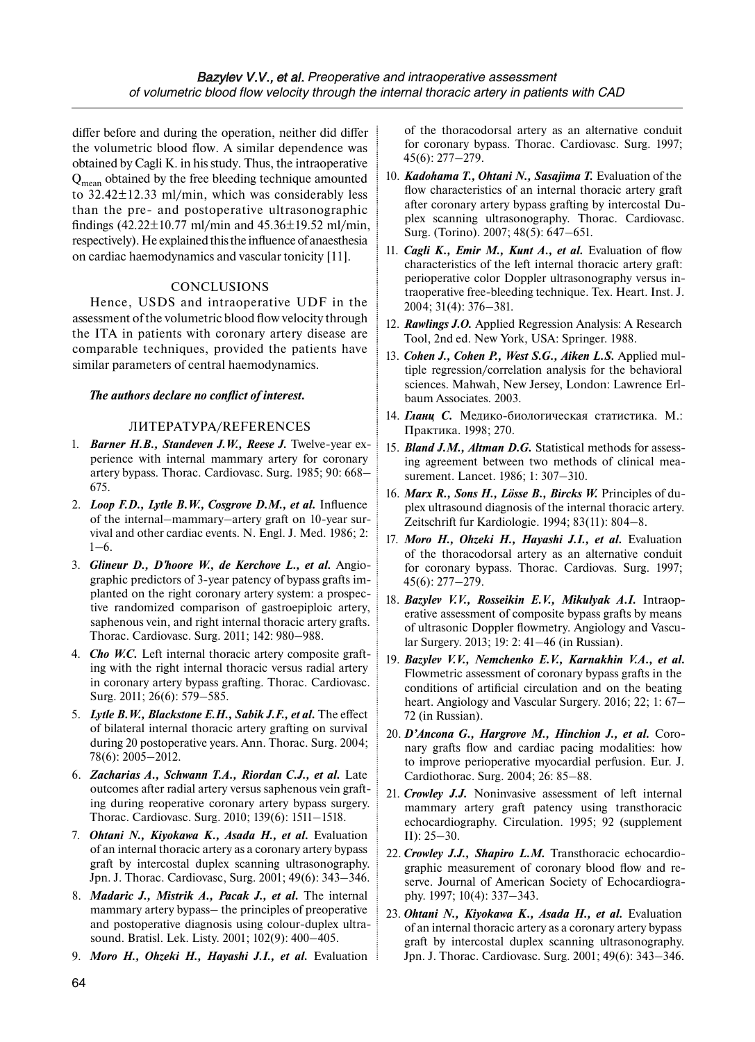differ before and during the operation, neither did differ the volumetric blood flow. A similar dependence was obtained by Cagli K. in his study. Thus, the intraoperative $Q_{mean}$ obtained by the free bleeding technique amounted to 32.42±12.33 ml/min, which was considerably less than the pre- and postoperative ultrasonographic findings (42.22±10.77 ml/min and 45.36±19.52 ml/min, respectively). He explained this the influence of anaesthesia on cardiac haemodynamics and vascular tonicity [11].

## CONCLUSIONS

Hence, USDS and intraoperative UDF in the assessment of the volumetric blood flow velocity through the ITA in patients with coronary artery disease are comparable techniques, provided the patients have similar parameters of central haemodynamics.

***The authors declare no conflict of interest.***

## ЛИТЕРАТУРА/REFERENCES

1. ***Barner H.B., Standeven J.W., Reese J.*** Twelve-year experience with internal mammary artery for coronary artery bypass. Thorac. Cardiovasc. Surg. 1985; 90: 668–675.
2. ***Loop F.D., Lytle B.W., Cosgrove D.M., et al.*** Influence of the internal–mammary–artery graft on 10-year survival and other cardiac events. N. Engl. J. Med. 1986; 2: 1–6.
3. ***Glineur D., D'hoore W., de Kerchove L., et al.*** Angiographic predictors of 3-year patency of bypass grafts implanted on the right coronary artery system: a prospective randomized comparison of gastroepiploic artery, saphenous vein, and right internal thoracic artery grafts. Thorac. Cardiovasc. Surg. 2011; 142: 980–988.
4. ***Cho W.C.*** Left internal thoracic artery composite grafting with the right internal thoracic versus radial artery in coronary artery bypass grafting. Thorac. Cardiovasc. Surg. 2011; 26(6): 579–585.
5. ***Lytle B.W., Blackstone E.H., Sabik J.F., et al.*** The effect of bilateral internal thoracic artery grafting on survival during 20 postoperative years. Ann. Thorac. Surg. 2004; 78(6): 2005–2012.
6. ***Zacharias A., Schwann T.A., Riordan C.J., et al.*** Late outcomes after radial artery versus saphenous vein grafting during reoperative coronary artery bypass surgery. Thorac. Cardiovasc. Surg. 2010; 139(6): 1511–1518.
7. ***Ohtani N., Kiyokawa K., Asada H., et al.*** Evaluation of an internal thoracic artery as a coronary artery bypass graft by intercostal duplex scanning ultrasonography. Jpn. J. Thorac. Cardiovasc, Surg. 2001; 49(6): 343–346.
8. ***Madaric J., Mistrik A., Pacak J., et al.*** The internal mammary artery bypass– the principles of preoperative and postoperative diagnosis using colour-duplex ultrasound. Bratisl. Lek. Listy. 2001; 102(9): 400–405.
9. ***Moro H., Ohzeki H., Hayashi J.I., et al.*** Evaluation of the thoracodorsal artery as an alternative conduit for coronary bypass. Thorac. Cardiovasc. Surg. 1997; 45(6): 277–279.
10. ***Kadohama T., Ohtani N., Sasajima T.*** Evaluation of the flow characteristics of an internal thoracic artery graft after coronary artery bypass grafting by intercostal Duplex scanning ultrasonography. Thorac. Cardiovasc. Surg. (Torino). 2007; 48(5): 647–651.
11. ***Cagli K., Emir M., Kunt A., et al.*** Evaluation of flow characteristics of the left internal thoracic artery graft: perioperative color Doppler ultrasonography versus intraoperative free-bleeding technique. Tex. Heart. Inst. J. 2004; 31(4): 376–381.
12. ***Rawlings J.O.*** Applied Regression Analysis: A Research Tool, 2nd ed. New York, USA: Springer. 1988.
13. ***Cohen J., Cohen P., West S.G., Aiken L.S.*** Applied multiple regression/correlation analysis for the behavioral sciences. Mahwah, New Jersey, London: Lawrence Erlbaum Associates. 2003.
14. ***Гланц С.*** Медико-биологическая статистика. М.: Практика. 1998; 270.
15. ***Bland J.M., Altman D.G.*** Statistical methods for assessing agreement between two methods of clinical measurement. Lancet. 1986; 1: 307–310.
16. ***Marx R., Sons H., Lösse B., Bircks W.*** Principles of duplex ultrasound diagnosis of the internal thoracic artery. Zeitschrift fur Kardiologie. 1994; 83(11): 804–8.
17. ***Moro H., Ohzeki H., Hayashi J.I., et al.*** Evaluation of the thoracodorsal artery as an alternative conduit for coronary bypass. Thorac. Cardiovas. Surg. 1997; 45(6): 277–279.
18. ***Bazylev V.V., Rosseikin E.V., Mikulyak A.I.*** Intraoperative assessment of composite bypass grafts by means of ultrasonic Doppler flowmetry. Angiology and Vascular Surgery. 2013; 19: 2: 41–46 (in Russian).
19. ***Bazylev V.V., Nemchenko E.V., Karnakhin V.A., et al.*** Flowmetric assessment of coronary bypass grafts in the conditions of artificial circulation and on the beating heart. Angiology and Vascular Surgery. 2016; 22; 1: 67–72 (in Russian).
20. ***D'Ancona G., Hargrove M., Hinchion J., et al.*** Coronary grafts flow and cardiac pacing modalities: how to improve perioperative myocardial perfusion. Eur. J. Cardiothorac. Surg. 2004; 26: 85–88.
21. ***Crowley J.J.*** Noninvasive assessment of left internal mammary artery graft patency using transthoracic echocardiography. Circulation. 1995; 92 (supplement II): 25–30.
22. ***Crowley J.J., Shapiro L.M.*** Transthoracic echocardiographic measurement of coronary blood flow and reserve. Journal of American Society of Echocardiography. 1997; 10(4): 337–343.
23. ***Ohtani N., Kiyokawa K., Asada H., et al.*** Evaluation of an internal thoracic artery as a coronary artery bypass graft by intercostal duplex scanning ultrasonography. Jpn. J. Thorac. Cardiovasc. Surg. 2001; 49(6): 343–346.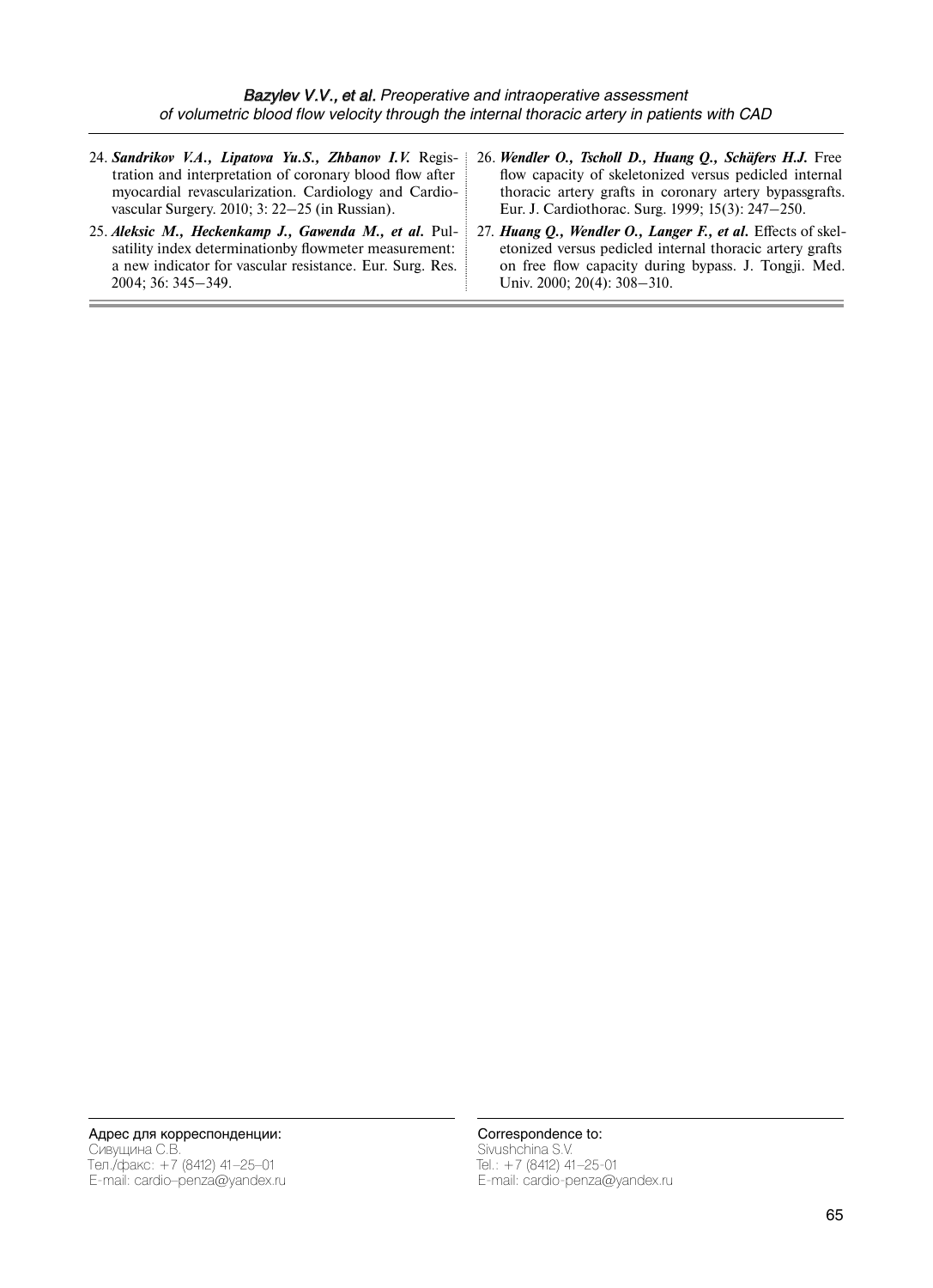24. ***Sandrikov V.A., Lipatova Yu.S., Zhbanov I.V.*** Registration and interpretation of coronary blood flow after myocardial revascularization. Cardiology and Cardiovascular Surgery. 2010; 3: 22–25 (in Russian).

25. ***Aleksic M., Heckenkamp J., Gawenda M., et al.*** Pulsatility index determinationby flowmeter measurement: a new indicator for vascular resistance. Eur. Surg. Res. 2004; 36: 345–349.

26. ***Wendler O., Tscholl D., Huang Q., Schäfers H.J.*** Free flow capacity of skeletonized versus pedicled internal thoracic artery grafts in coronary artery bypassgrafts. Eur. J. Cardiothorac. Surg. 1999; 15(3): 247–250.

27. ***Huang Q., Wendler O., Langer F., et al.*** Effects of skeletonized versus pedicled internal thoracic artery grafts on free flow capacity during bypass. J. Tongji. Med. Univ. 2000; 20(4): 308–310.

Адрес для корреспонденции:
Сивущина С.В.
Тел./факс: +7 (8412) 41–25–01
E-mail: cardio–penza@yandex.ru

Correspondence to:
Sivushchina S.V.
Tel.: +7 (8412) 41–25-01
E-mail: cardio-penza@yandex.ru